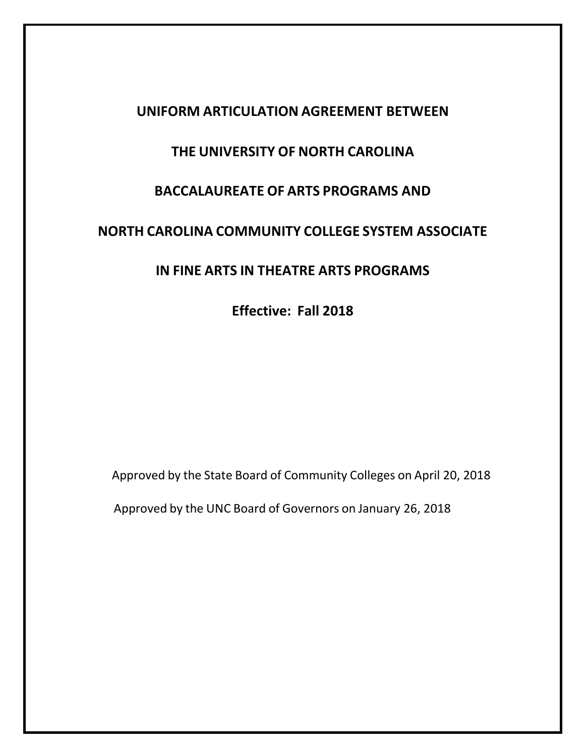# UNIFORM ARTICULATION AGREEMENT BETWEEN

# THE UNIVERSITY OF NORTH CAROLINA

# BACCALAUREATE OF ARTS PROGRAMS AND

# NORTH CAROLINA COMMUNITY COLLEGE SYSTEM ASSOCIATE

# IN FINE ARTS IN THEATRE ARTS PROGRAMS

**Effective: Fall 2018**

Approved by the State Board of Community Colleges on April 20, 2018

Approved by the UNC Board of Governors on January 26, 2018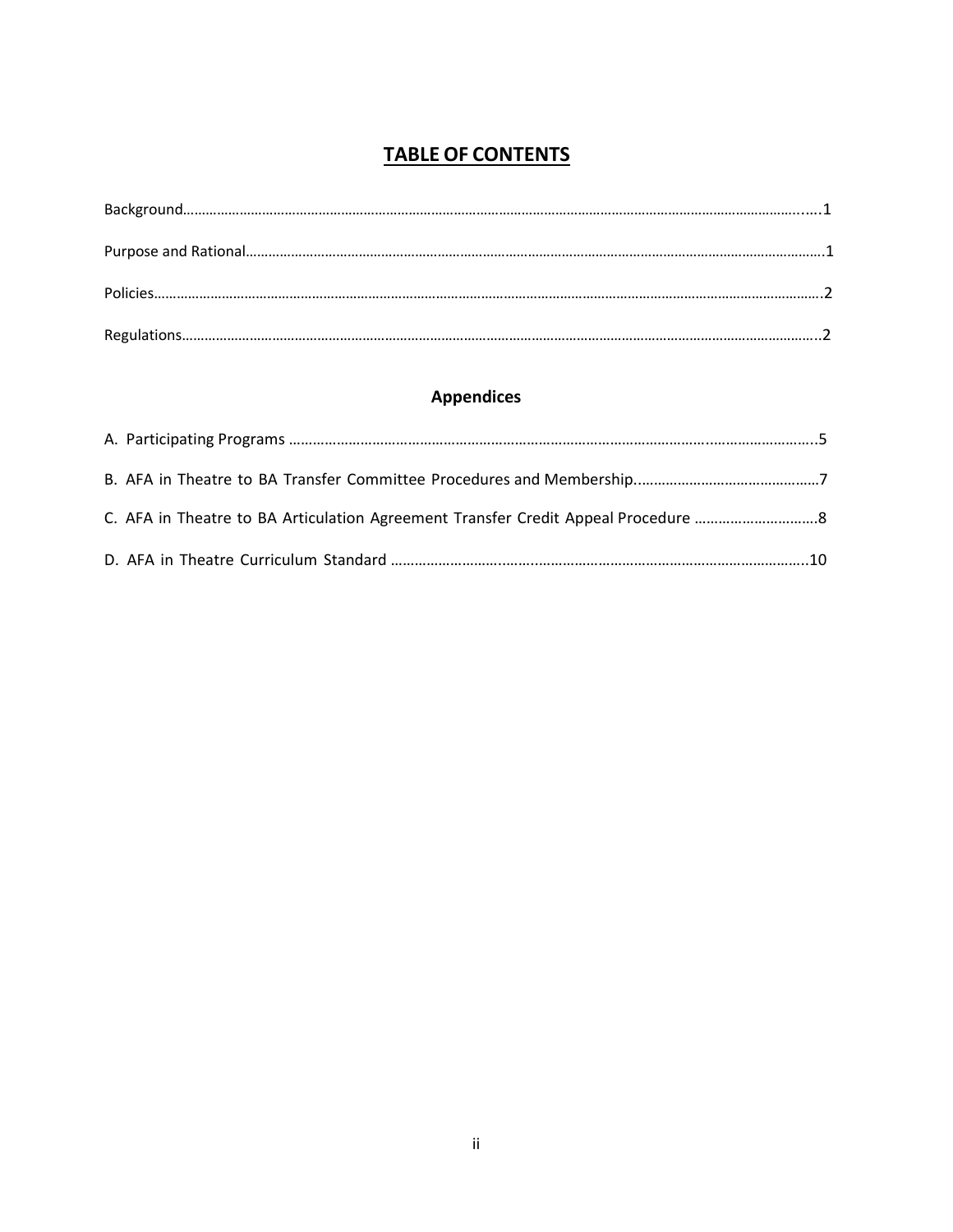# TABLE OF CONTENTS

Background……………………………………………………………………………………………………………………………………………......1

Purpose and Rational……………………………………………………………………………………………………………………………………….1

Policies……………………………………………………………………………………………………………………………………………………………….2

Regulations………………………………………………………………………………………………………………………………………………………..2

## Appendices

A. Participating Programs ……………………………………………………………………………………………………………………………..5

B. AFA in Theatre to BA Transfer Committee Procedures and Membership..……………………………………….7

C. AFA in Theatre to BA Articulation Agreement Transfer Credit Appeal Procedure ………………………….8

D. AFA in Theatre Curriculum Standard ……………………………………………………………………………………………..10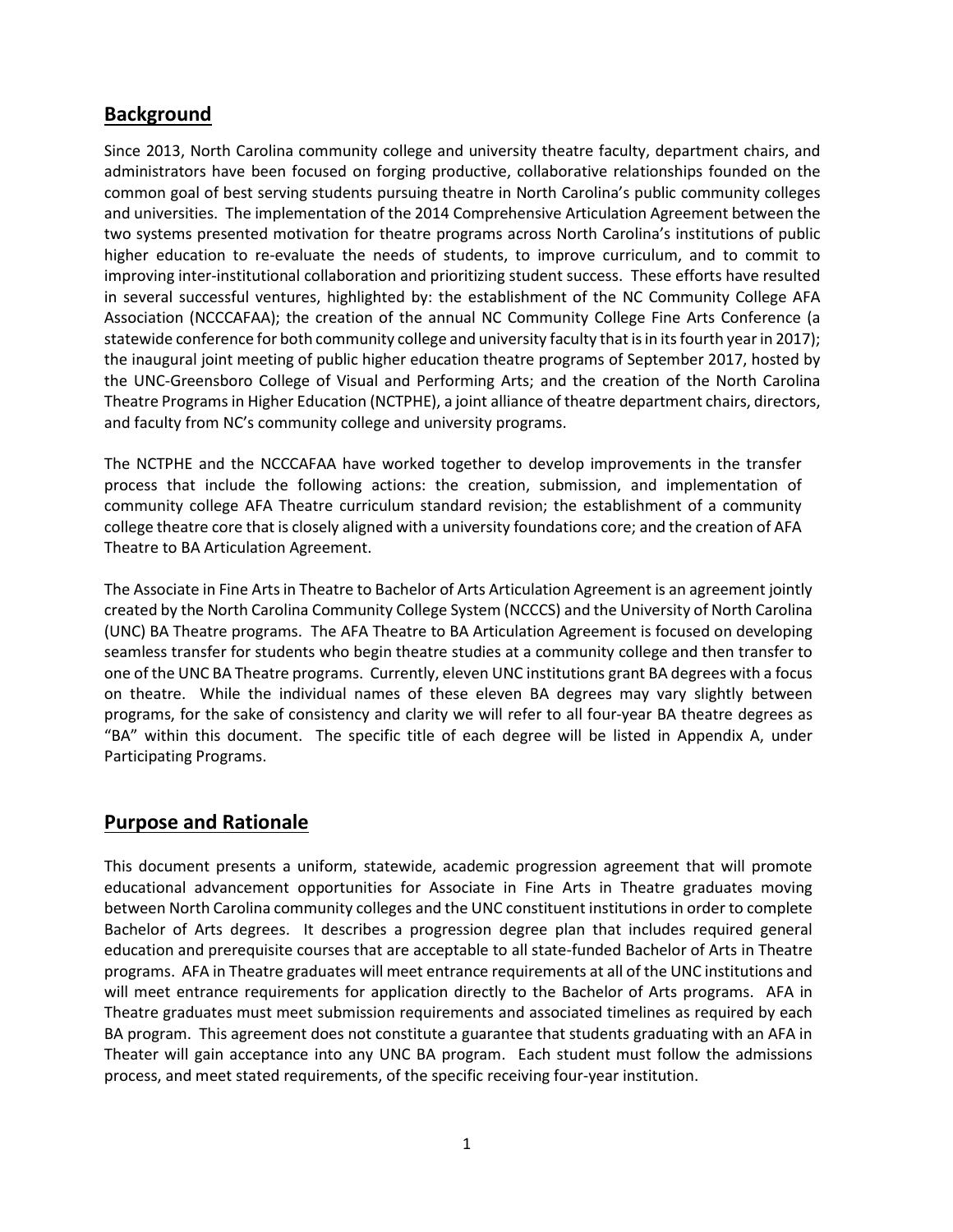## Background

Since 2013, North Carolina community college and university theatre faculty, department chairs, and administrators have been focused on forging productive, collaborative relationships founded on the common goal of best serving students pursuing theatre in North Carolina's public community colleges and universities. The implementation of the 2014 Comprehensive Articulation Agreement between the two systems presented motivation for theatre programs across North Carolina's institutions of public higher education to re-evaluate the needs of students, to improve curriculum, and to commit to improving inter-institutional collaboration and prioritizing student success. These efforts have resulted in several successful ventures, highlighted by: the establishment of the NC Community College AFA Association (NCCCAFAA); the creation of the annual NC Community College Fine Arts Conference (a statewide conference for both community college and university faculty that is in its fourth year in 2017); the inaugural joint meeting of public higher education theatre programs of September 2017, hosted by the UNC-Greensboro College of Visual and Performing Arts; and the creation of the North Carolina Theatre Programs in Higher Education (NCTPHE), a joint alliance of theatre department chairs, directors, and faculty from NC's community college and university programs.

The NCTPHE and the NCCCAFAA have worked together to develop improvements in the transfer process that include the following actions: the creation, submission, and implementation of community college AFA Theatre curriculum standard revision; the establishment of a community college theatre core that is closely aligned with a university foundations core; and the creation of AFA Theatre to BA Articulation Agreement.

The Associate in Fine Arts in Theatre to Bachelor of Arts Articulation Agreement is an agreement jointly created by the North Carolina Community College System (NCCCS) and the University of North Carolina (UNC) BA Theatre programs. The AFA Theatre to BA Articulation Agreement is focused on developing seamless transfer for students who begin theatre studies at a community college and then transfer to one of the UNC BA Theatre programs. Currently, eleven UNC institutions grant BA degrees with a focus on theatre. While the individual names of these eleven BA degrees may vary slightly between programs, for the sake of consistency and clarity we will refer to all four-year BA theatre degrees as "BA" within this document. The specific title of each degree will be listed in Appendix A, under Participating Programs.

## Purpose and Rationale

This document presents a uniform, statewide, academic progression agreement that will promote educational advancement opportunities for Associate in Fine Arts in Theatre graduates moving between North Carolina community colleges and the UNC constituent institutions in order to complete Bachelor of Arts degrees. It describes a progression degree plan that includes required general education and prerequisite courses that are acceptable to all state-funded Bachelor of Arts in Theatre programs. AFA in Theatre graduates will meet entrance requirements at all of the UNC institutions and will meet entrance requirements for application directly to the Bachelor of Arts programs. AFA in Theatre graduates must meet submission requirements and associated timelines as required by each BA program. This agreement does not constitute a guarantee that students graduating with an AFA in Theater will gain acceptance into any UNC BA program. Each student must follow the admissions process, and meet stated requirements, of the specific receiving four-year institution.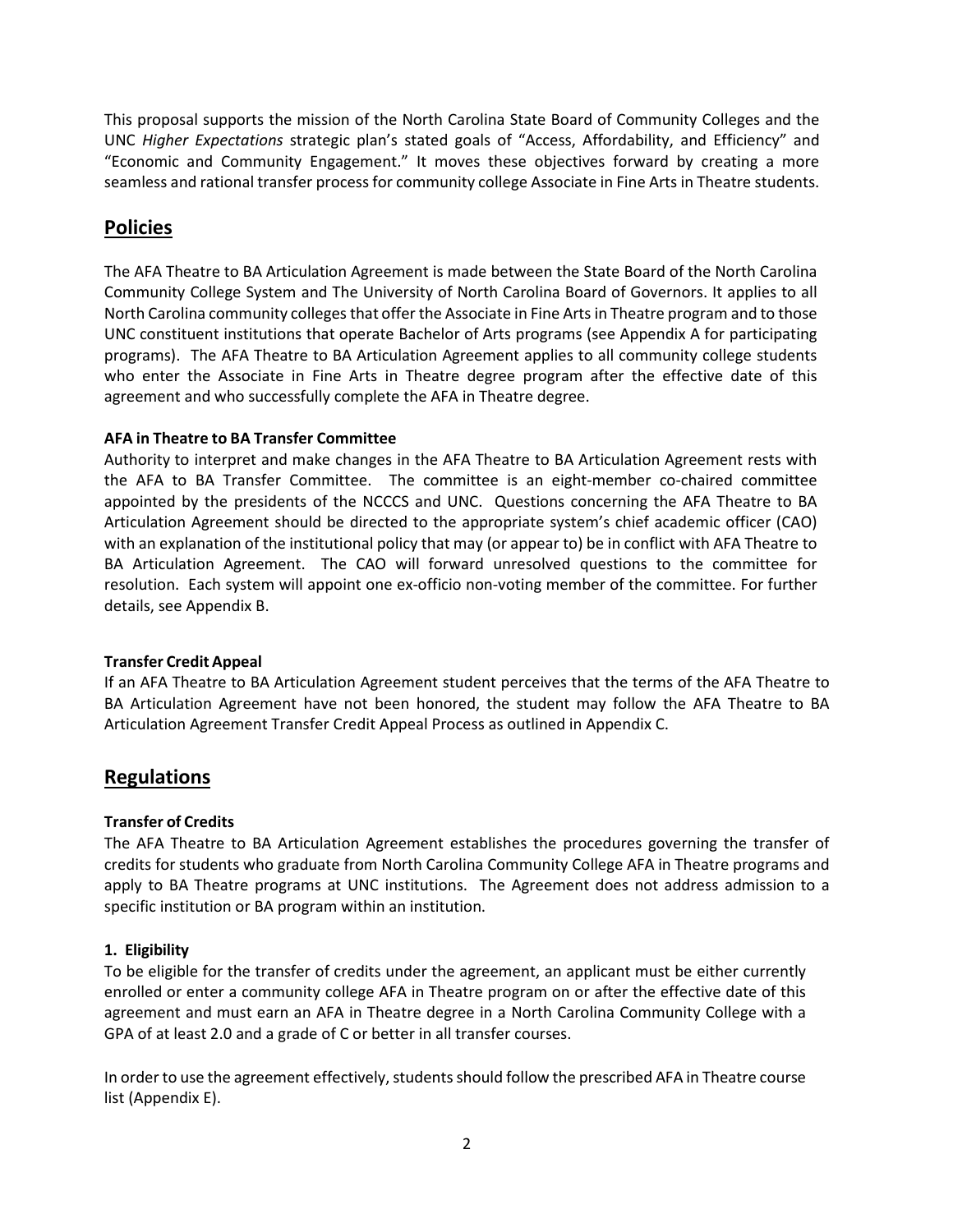This proposal supports the mission of the North Carolina State Board of Community Colleges and the UNC *Higher Expectations* strategic plan's stated goals of "Access, Affordability, and Efficiency" and "Economic and Community Engagement." It moves these objectives forward by creating a more seamless and rational transfer process for community college Associate in Fine Arts in Theatre students.

## Policies

The AFA Theatre to BA Articulation Agreement is made between the State Board of the North Carolina Community College System and The University of North Carolina Board of Governors. It applies to all North Carolina community colleges that offer the Associate in Fine Arts in Theatre program and to those UNC constituent institutions that operate Bachelor of Arts programs (see Appendix A for participating programs). The AFA Theatre to BA Articulation Agreement applies to all community college students who enter the Associate in Fine Arts in Theatre degree program after the effective date of this agreement and who successfully complete the AFA in Theatre degree.

**AFA in Theatre to BA Transfer Committee**
Authority to interpret and make changes in the AFA Theatre to BA Articulation Agreement rests with the AFA to BA Transfer Committee. The committee is an eight-member co-chaired committee appointed by the presidents of the NCCCS and UNC. Questions concerning the AFA Theatre to BA Articulation Agreement should be directed to the appropriate system's chief academic officer (CAO) with an explanation of the institutional policy that may (or appear to) be in conflict with AFA Theatre to BA Articulation Agreement. The CAO will forward unresolved questions to the committee for resolution. Each system will appoint one ex-officio non-voting member of the committee. For further details, see Appendix B.

**Transfer Credit Appeal**
If an AFA Theatre to BA Articulation Agreement student perceives that the terms of the AFA Theatre to BA Articulation Agreement have not been honored, the student may follow the AFA Theatre to BA Articulation Agreement Transfer Credit Appeal Process as outlined in Appendix C.

## Regulations

**Transfer of Credits**
The AFA Theatre to BA Articulation Agreement establishes the procedures governing the transfer of credits for students who graduate from North Carolina Community College AFA in Theatre programs and apply to BA Theatre programs at UNC institutions. The Agreement does not address admission to a specific institution or BA program within an institution.

**1. Eligibility**
To be eligible for the transfer of credits under the agreement, an applicant must be either currently enrolled or enter a community college AFA in Theatre program on or after the effective date of this agreement and must earn an AFA in Theatre degree in a North Carolina Community College with a GPA of at least 2.0 and a grade of C or better in all transfer courses.

In order to use the agreement effectively, students should follow the prescribed AFA in Theatre course list (Appendix E).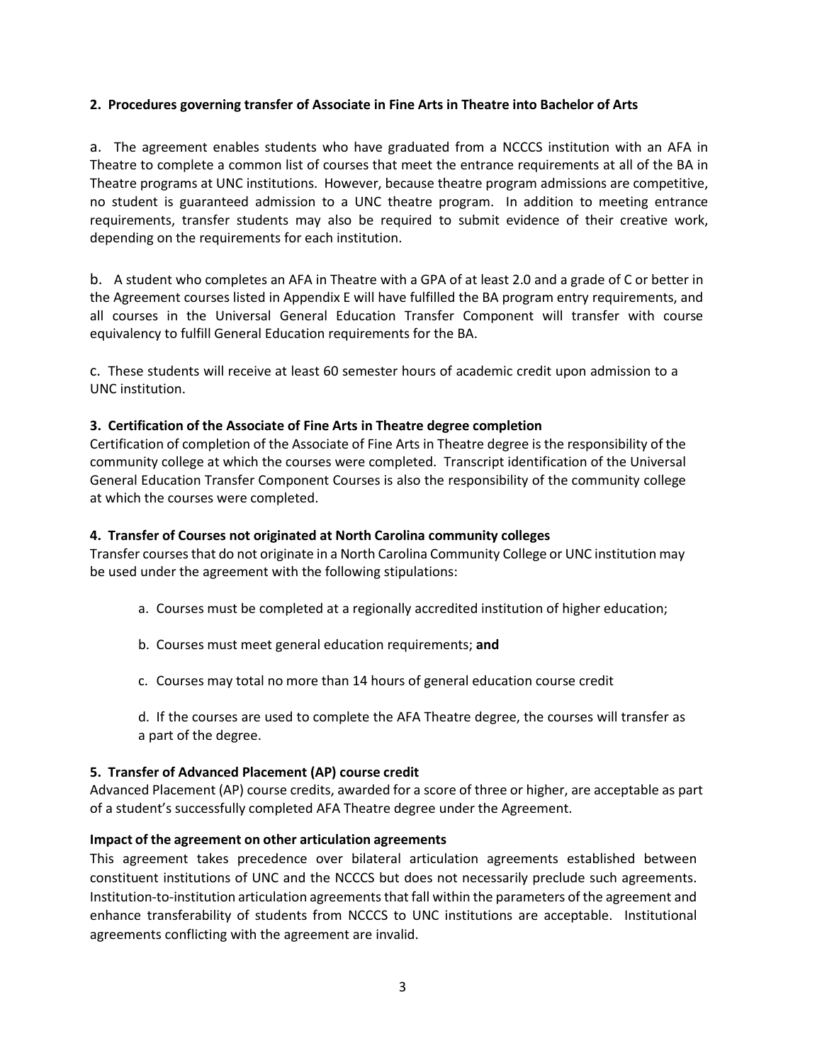**2. Procedures governing transfer of Associate in Fine Arts in Theatre into Bachelor of Arts**

a. The agreement enables students who have graduated from a NCCCS institution with an AFA in Theatre to complete a common list of courses that meet the entrance requirements at all of the BA in Theatre programs at UNC institutions. However, because theatre program admissions are competitive, no student is guaranteed admission to a UNC theatre program. In addition to meeting entrance requirements, transfer students may also be required to submit evidence of their creative work, depending on the requirements for each institution.

b. A student who completes an AFA in Theatre with a GPA of at least 2.0 and a grade of C or better in the Agreement courses listed in Appendix E will have fulfilled the BA program entry requirements, and all courses in the Universal General Education Transfer Component will transfer with course equivalency to fulfill General Education requirements for the BA.

c. These students will receive at least 60 semester hours of academic credit upon admission to a UNC institution.

**3. Certification of the Associate of Fine Arts in Theatre degree completion**

Certification of completion of the Associate of Fine Arts in Theatre degree is the responsibility of the community college at which the courses were completed. Transcript identification of the Universal General Education Transfer Component Courses is also the responsibility of the community college at which the courses were completed.

**4. Transfer of Courses not originated at North Carolina community colleges**

Transfer courses that do not originate in a North Carolina Community College or UNC institution may be used under the agreement with the following stipulations:

a. Courses must be completed at a regionally accredited institution of higher education;

b. Courses must meet general education requirements; **and**

c. Courses may total no more than 14 hours of general education course credit

d. If the courses are used to complete the AFA Theatre degree, the courses will transfer as a part of the degree.

**5. Transfer of Advanced Placement (AP) course credit**

Advanced Placement (AP) course credits, awarded for a score of three or higher, are acceptable as part of a student's successfully completed AFA Theatre degree under the Agreement.

**Impact of the agreement on other articulation agreements**

This agreement takes precedence over bilateral articulation agreements established between constituent institutions of UNC and the NCCCS but does not necessarily preclude such agreements. Institution-to-institution articulation agreements that fall within the parameters of the agreement and enhance transferability of students from NCCCS to UNC institutions are acceptable. Institutional agreements conflicting with the agreement are invalid.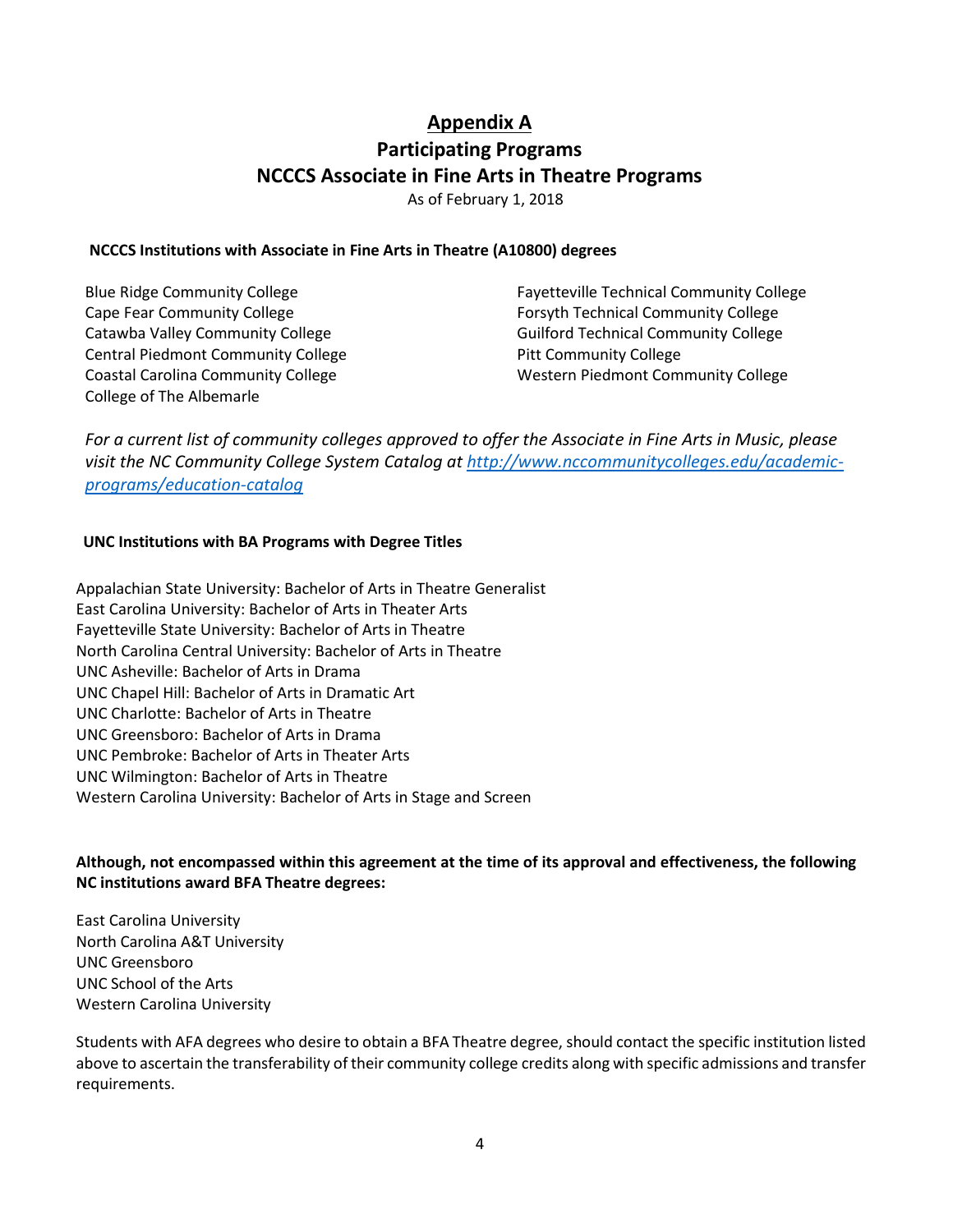# Appendix A

## Participating Programs

## NCCCS Associate in Fine Arts in Theatre Programs

As of February 1, 2018

**NCCCS Institutions with Associate in Fine Arts in Theatre (A10800) degrees**

Blue Ridge Community College
Cape Fear Community College
Catawba Valley Community College
Central Piedmont Community College
Coastal Carolina Community College
College of The Albemarle
Fayetteville Technical Community College
Forsyth Technical Community College
Guilford Technical Community College
Pitt Community College
Western Piedmont Community College

*For a current list of community colleges approved to offer the Associate in Fine Arts in Music, please visit the NC Community College System Catalog at [http://www.nccommunitycolleges.edu/academic-programs/education-catalog](http://www.nccommunitycolleges.edu/academic-programs/education-catalog)*

**UNC Institutions with BA Programs with Degree Titles**

Appalachian State University: Bachelor of Arts in Theatre Generalist
East Carolina University: Bachelor of Arts in Theater Arts
Fayetteville State University: Bachelor of Arts in Theatre
North Carolina Central University: Bachelor of Arts in Theatre
UNC Asheville: Bachelor of Arts in Drama
UNC Chapel Hill: Bachelor of Arts in Dramatic Art
UNC Charlotte: Bachelor of Arts in Theatre
UNC Greensboro: Bachelor of Arts in Drama
UNC Pembroke: Bachelor of Arts in Theater Arts
UNC Wilmington: Bachelor of Arts in Theatre
Western Carolina University: Bachelor of Arts in Stage and Screen

**Although, not encompassed within this agreement at the time of its approval and effectiveness, the following NC institutions award BFA Theatre degrees:**

East Carolina University
North Carolina A&T University
UNC Greensboro
UNC School of the Arts
Western Carolina University

Students with AFA degrees who desire to obtain a BFA Theatre degree, should contact the specific institution listed above to ascertain the transferability of their community college credits along with specific admissions and transfer requirements.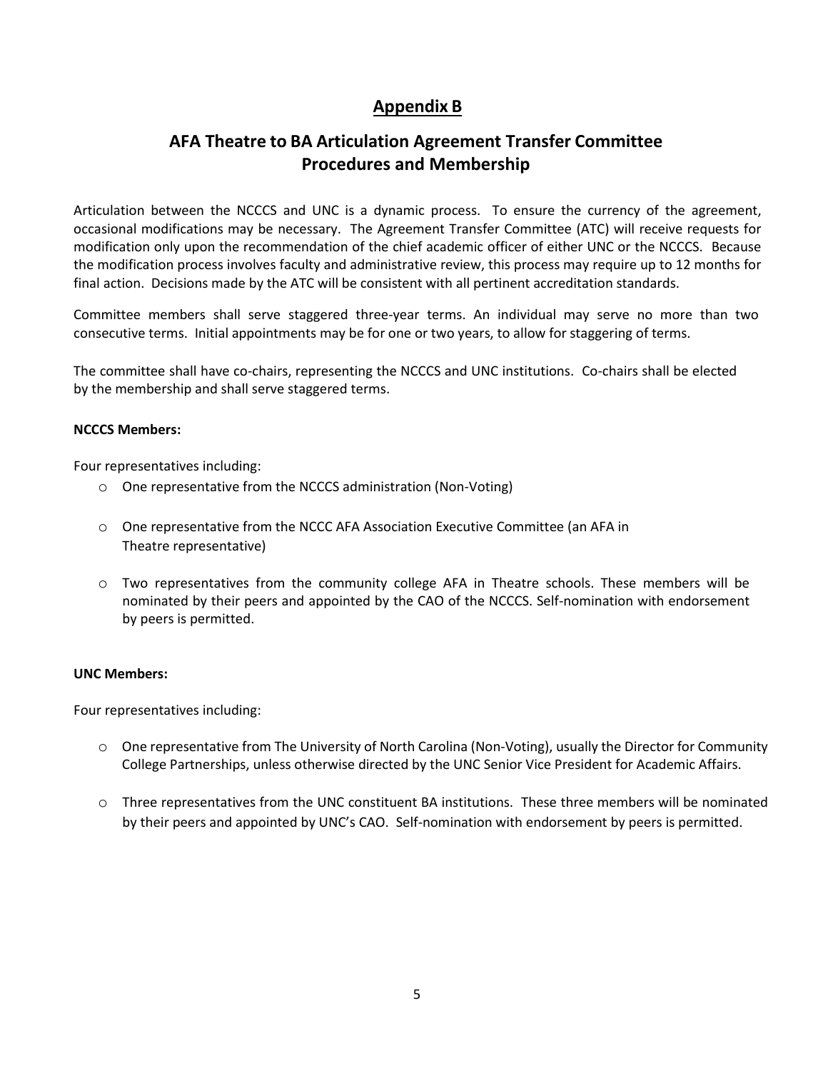# Appendix B

## AFA Theatre to BA Articulation Agreement Transfer Committee Procedures and Membership

Articulation between the NCCCS and UNC is a dynamic process. To ensure the currency of the agreement, occasional modifications may be necessary. The Agreement Transfer Committee (ATC) will receive requests for modification only upon the recommendation of the chief academic officer of either UNC or the NCCCS. Because the modification process involves faculty and administrative review, this process may require up to 12 months for final action. Decisions made by the ATC will be consistent with all pertinent accreditation standards.

Committee members shall serve staggered three-year terms. An individual may serve no more than two consecutive terms. Initial appointments may be for one or two years, to allow for staggering of terms.

The committee shall have co-chairs, representing the NCCCS and UNC institutions. Co-chairs shall be elected by the membership and shall serve staggered terms.

**NCCCS Members:**

Four representatives including:

- One representative from the NCCCS administration (Non-Voting)
- One representative from the NCCC AFA Association Executive Committee (an AFA in Theatre representative)
- Two representatives from the community college AFA in Theatre schools. These members will be nominated by their peers and appointed by the CAO of the NCCCS. Self-nomination with endorsement by peers is permitted.

**UNC Members:**

Four representatives including:

- One representative from The University of North Carolina (Non-Voting), usually the Director for Community College Partnerships, unless otherwise directed by the UNC Senior Vice President for Academic Affairs.
- Three representatives from the UNC constituent BA institutions. These three members will be nominated by their peers and appointed by UNC's CAO. Self-nomination with endorsement by peers is permitted.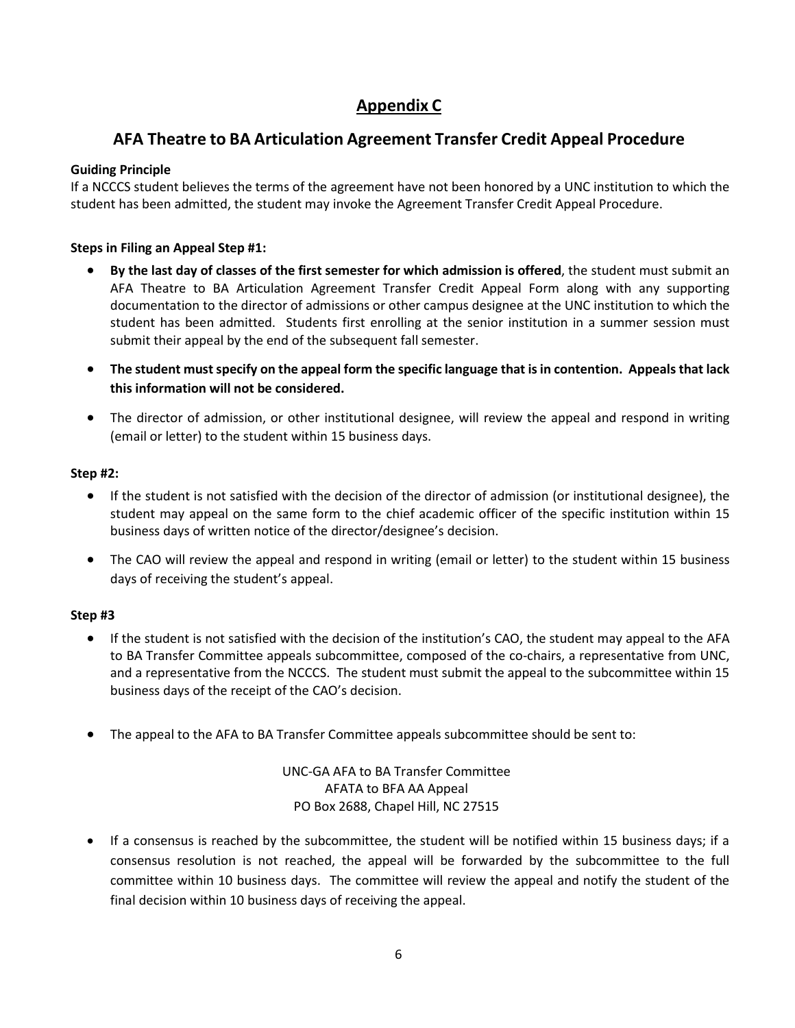# Appendix C

## AFA Theatre to BA Articulation Agreement Transfer Credit Appeal Procedure

**Guiding Principle**
If a NCCCS student believes the terms of the agreement have not been honored by a UNC institution to which the student has been admitted, the student may invoke the Agreement Transfer Credit Appeal Procedure.

**Steps in Filing an Appeal Step #1:**

- **By the last day of classes of the first semester for which admission is offered**, the student must submit an AFA Theatre to BA Articulation Agreement Transfer Credit Appeal Form along with any supporting documentation to the director of admissions or other campus designee at the UNC institution to which the student has been admitted. Students first enrolling at the senior institution in a summer session must submit their appeal by the end of the subsequent fall semester.
- **The student must specify on the appeal form the specific language that is in contention. Appeals that lack this information will not be considered.**
- The director of admission, or other institutional designee, will review the appeal and respond in writing (email or letter) to the student within 15 business days.

**Step #2:**

- If the student is not satisfied with the decision of the director of admission (or institutional designee), the student may appeal on the same form to the chief academic officer of the specific institution within 15 business days of written notice of the director/designee's decision.
- The CAO will review the appeal and respond in writing (email or letter) to the student within 15 business days of receiving the student's appeal.

**Step #3**

- If the student is not satisfied with the decision of the institution's CAO, the student may appeal to the AFA to BA Transfer Committee appeals subcommittee, composed of the co-chairs, a representative from UNC, and a representative from the NCCCS. The student must submit the appeal to the subcommittee within 15 business days of the receipt of the CAO's decision.
- The appeal to the AFA to BA Transfer Committee appeals subcommittee should be sent to:

  UNC-GA AFA to BA Transfer Committee
  AFATA to BFA AA Appeal
  PO Box 2688, Chapel Hill, NC 27515

- If a consensus is reached by the subcommittee, the student will be notified within 15 business days; if a consensus resolution is not reached, the appeal will be forwarded by the subcommittee to the full committee within 10 business days. The committee will review the appeal and notify the student of the final decision within 10 business days of receiving the appeal.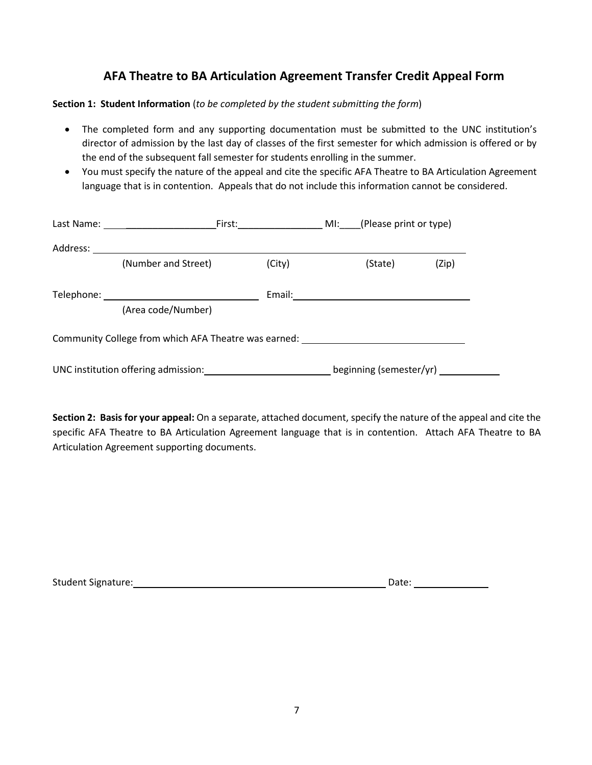# AFA Theatre to BA Articulation Agreement Transfer Credit Appeal Form

**Section 1: Student Information** (*to be completed by the student submitting the form*)

- The completed form and any supporting documentation must be submitted to the UNC institution's director of admission by the last day of classes of the first semester for which admission is offered or by the end of the subsequent fall semester for students enrolling in the summer.
- You must specify the nature of the appeal and cite the specific AFA Theatre to BA Articulation Agreement language that is in contention. Appeals that do not include this information cannot be considered.

Last Name: ______________________ First: ________________ MI: ____ (Please print or type)

Address: ______________________________________________________________________

(Number and Street) (City) (State) (Zip)

Telephone: ____________________________ Email: __________________________________

(Area code/Number)

Community College from which AFA Theatre was earned: ______________________________

UNC institution offering admission: ________________________ beginning (semester/yr) ___________

**Section 2: Basis for your appeal:** On a separate, attached document, specify the nature of the appeal and cite the specific AFA Theatre to BA Articulation Agreement language that is in contention. Attach AFA Theatre to BA Articulation Agreement supporting documents.

Student Signature: __________________________________________________ Date: ______________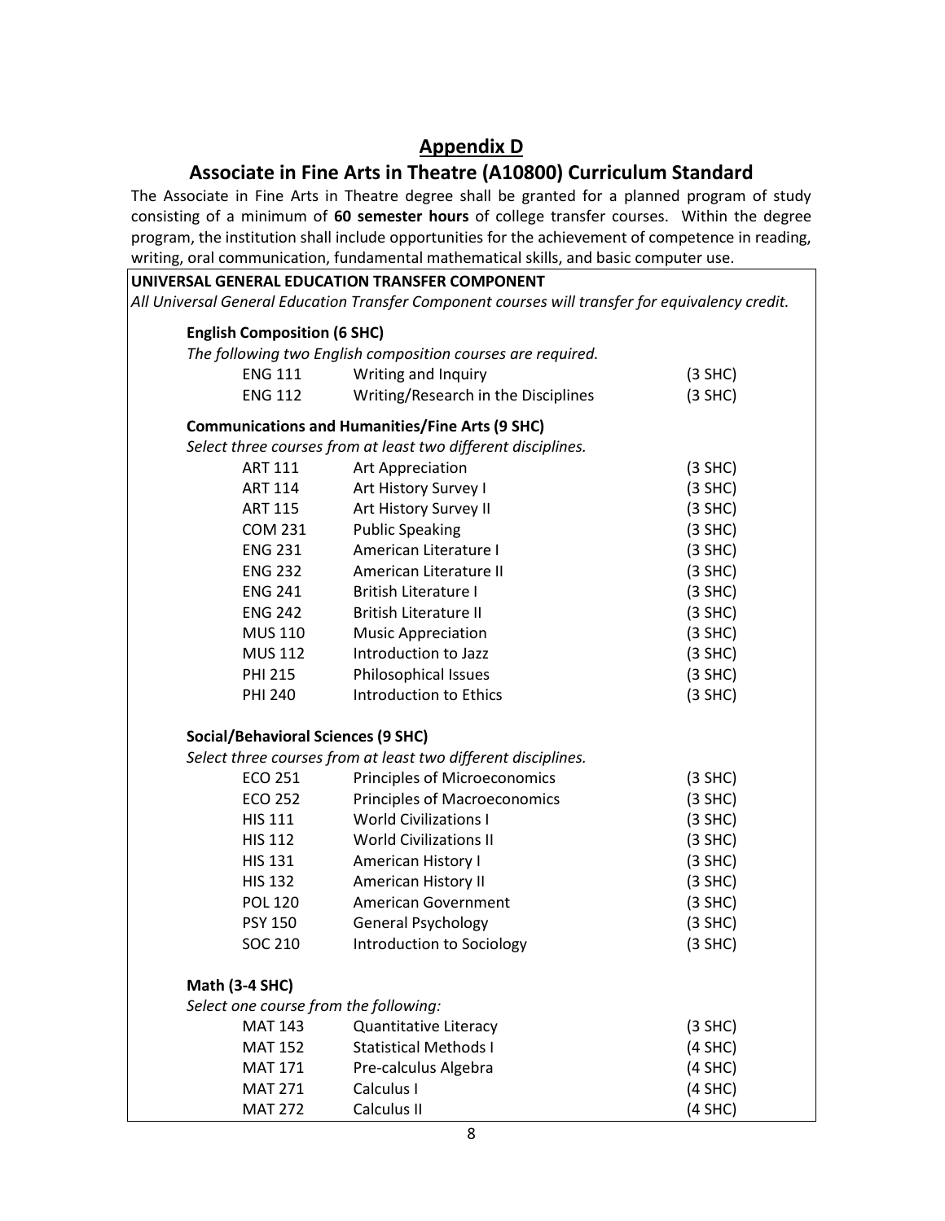## Appendix D

## Associate in Fine Arts in Theatre (A10800) Curriculum Standard

The Associate in Fine Arts in Theatre degree shall be granted for a planned program of study consisting of a minimum of **60 semester hours** of college transfer courses. Within the degree program, the institution shall include opportunities for the achievement of competence in reading, writing, oral communication, fundamental mathematical skills, and basic computer use.

**UNIVERSAL GENERAL EDUCATION TRANSFER COMPONENT**

*All Universal General Education Transfer Component courses will transfer for equivalency credit.*

**English Composition (6 SHC)**

*The following two English composition courses are required.*

| | | |
|---|---|---|
| ENG 111 | Writing and Inquiry | (3 SHC) |
| ENG 112 | Writing/Research in the Disciplines | (3 SHC) |

**Communications and Humanities/Fine Arts (9 SHC)**

*Select three courses from at least two different disciplines.*

| | | |
|---|---|---|
| ART 111 | Art Appreciation | (3 SHC) |
| ART 114 | Art History Survey I | (3 SHC) |
| ART 115 | Art History Survey II | (3 SHC) |
| COM 231 | Public Speaking | (3 SHC) |
| ENG 231 | American Literature I | (3 SHC) |
| ENG 232 | American Literature II | (3 SHC) |
| ENG 241 | British Literature I | (3 SHC) |
| ENG 242 | British Literature II | (3 SHC) |
| MUS 110 | Music Appreciation | (3 SHC) |
| MUS 112 | Introduction to Jazz | (3 SHC) |
| PHI 215 | Philosophical Issues | (3 SHC) |
| PHI 240 | Introduction to Ethics | (3 SHC) |

**Social/Behavioral Sciences (9 SHC)**

*Select three courses from at least two different disciplines.*

| | | |
|---|---|---|
| ECO 251 | Principles of Microeconomics | (3 SHC) |
| ECO 252 | Principles of Macroeconomics | (3 SHC) |
| HIS 111 | World Civilizations I | (3 SHC) |
| HIS 112 | World Civilizations II | (3 SHC) |
| HIS 131 | American History I | (3 SHC) |
| HIS 132 | American History II | (3 SHC) |
| POL 120 | American Government | (3 SHC) |
| PSY 150 | General Psychology | (3 SHC) |
| SOC 210 | Introduction to Sociology | (3 SHC) |

**Math (3-4 SHC)**

*Select one course from the following:*

| | | |
|---|---|---|
| MAT 143 | Quantitative Literacy | (3 SHC) |
| MAT 152 | Statistical Methods I | (4 SHC) |
| MAT 171 | Pre-calculus Algebra | (4 SHC) |
| MAT 271 | Calculus I | (4 SHC) |
| MAT 272 | Calculus II | (4 SHC) |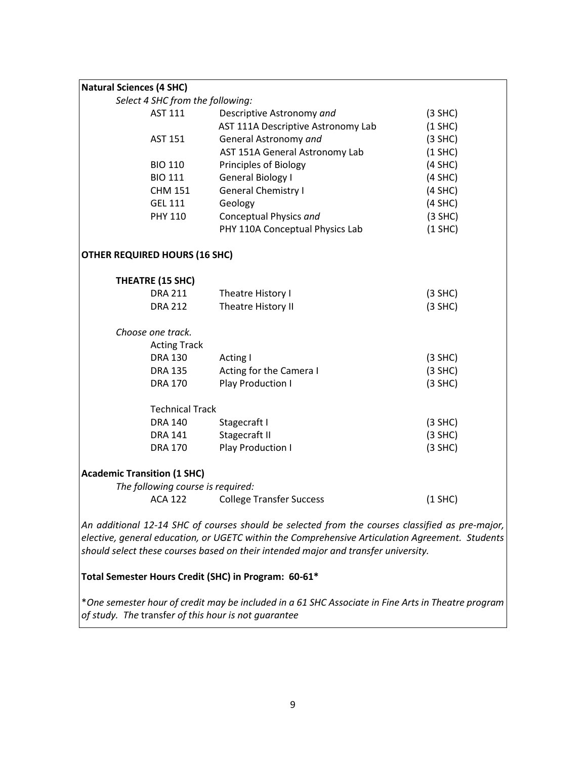**Natural Sciences (4 SHC)**

*Select 4 SHC from the following:*

| | | |
|---|---|---|
| AST 111 | Descriptive Astronomy *and* | (3 SHC) |
| | AST 111A Descriptive Astronomy Lab | (1 SHC) |
| AST 151 | General Astronomy *and* | (3 SHC) |
| | AST 151A General Astronomy Lab | (1 SHC) |
| BIO 110 | Principles of Biology | (4 SHC) |
| BIO 111 | General Biology I | (4 SHC) |
| CHM 151 | General Chemistry I | (4 SHC) |
| GEL 111 | Geology | (4 SHC) |
| PHY 110 | Conceptual Physics *and* | (3 SHC) |
| | PHY 110A Conceptual Physics Lab | (1 SHC) |

**OTHER REQUIRED HOURS (16 SHC)**

**THEATRE (15 SHC)**

| | | |
|---|---|---|
| DRA 211 | Theatre History I | (3 SHC) |
| DRA 212 | Theatre History II | (3 SHC) |

*Choose one track.*

Acting Track

| | | |
|---|---|---|
| DRA 130 | Acting I | (3 SHC) |
| DRA 135 | Acting for the Camera I | (3 SHC) |
| DRA 170 | Play Production I | (3 SHC) |

Technical Track

| | | |
|---|---|---|
| DRA 140 | Stagecraft I | (3 SHC) |
| DRA 141 | Stagecraft II | (3 SHC) |
| DRA 170 | Play Production I | (3 SHC) |

**Academic Transition (1 SHC)**

*The following course is required:*

| | | |
|---|---|---|
| ACA 122 | College Transfer Success | (1 SHC) |

*An additional 12-14 SHC of courses should be selected from the courses classified as pre-major, elective, general education, or UGETC within the Comprehensive Articulation Agreement. Students should select these courses based on their intended major and transfer university.*

**Total Semester Hours Credit (SHC) in Program: 60-61***

**One semester hour of credit may be included in a 61 SHC Associate in Fine Arts in Theatre program of study. The* transfer *of this hour is not guarantee*